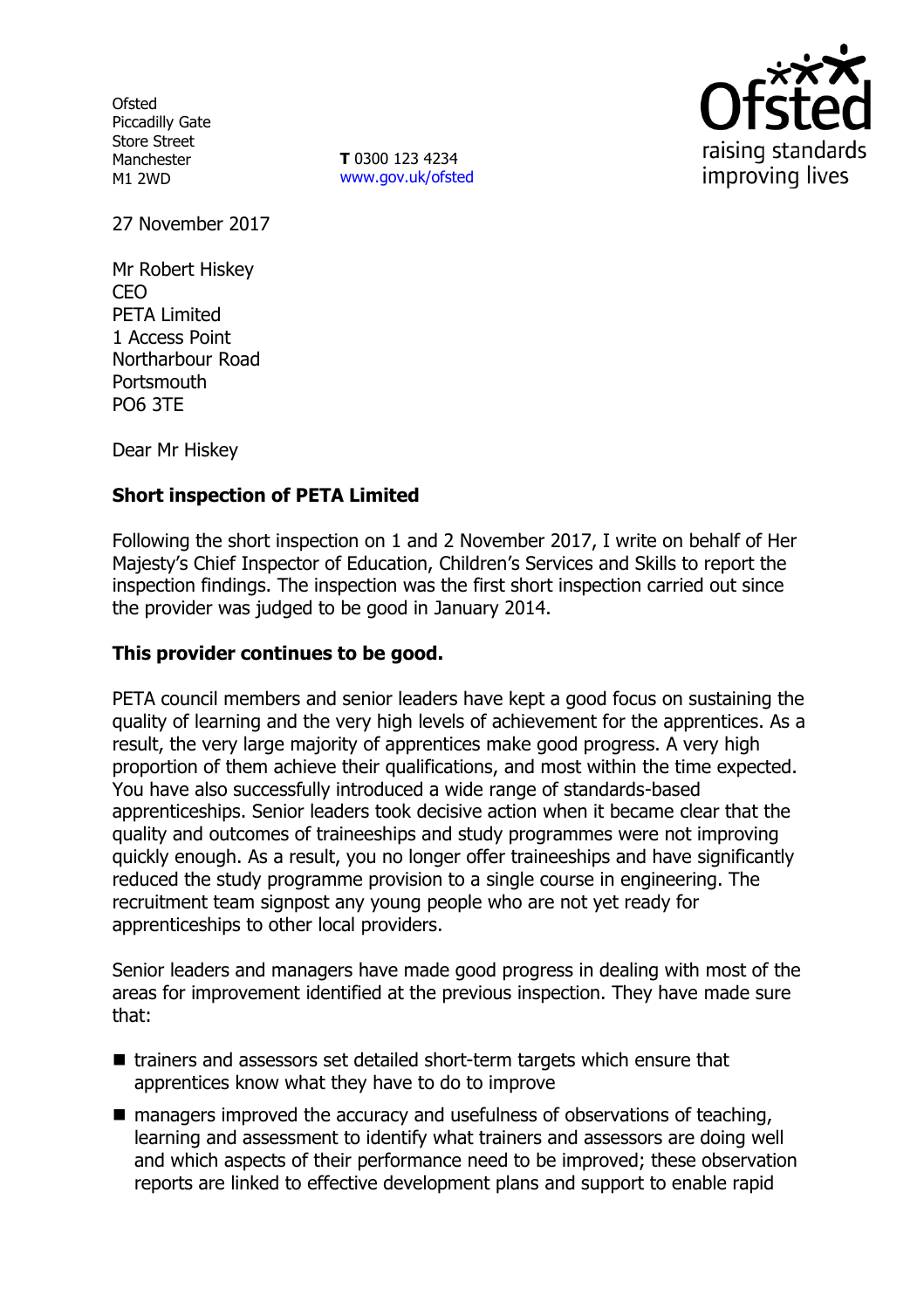Ofsted
Piccadilly Gate
Store Street
Manchester
M1 2WD

**T** 0300 123 4234
www.gov.uk/ofsted

27 November 2017

Mr Robert Hiskey
CEO
PETA Limited
1 Access Point
Northarbour Road
Portsmouth
PO6 3TE

Dear Mr Hiskey

**Short inspection of PETA Limited**

Following the short inspection on 1 and 2 November 2017, I write on behalf of Her Majesty's Chief Inspector of Education, Children's Services and Skills to report the inspection findings. The inspection was the first short inspection carried out since the provider was judged to be good in January 2014.

**This provider continues to be good.**

PETA council members and senior leaders have kept a good focus on sustaining the quality of learning and the very high levels of achievement for the apprentices. As a result, the very large majority of apprentices make good progress. A very high proportion of them achieve their qualifications, and most within the time expected. You have also successfully introduced a wide range of standards-based apprenticeships. Senior leaders took decisive action when it became clear that the quality and outcomes of traineeships and study programmes were not improving quickly enough. As a result, you no longer offer traineeships and have significantly reduced the study programme provision to a single course in engineering. The recruitment team signpost any young people who are not yet ready for apprenticeships to other local providers.

Senior leaders and managers have made good progress in dealing with most of the areas for improvement identified at the previous inspection. They have made sure that:

- trainers and assessors set detailed short-term targets which ensure that apprentices know what they have to do to improve
- managers improved the accuracy and usefulness of observations of teaching, learning and assessment to identify what trainers and assessors are doing well and which aspects of their performance need to be improved; these observation reports are linked to effective development plans and support to enable rapid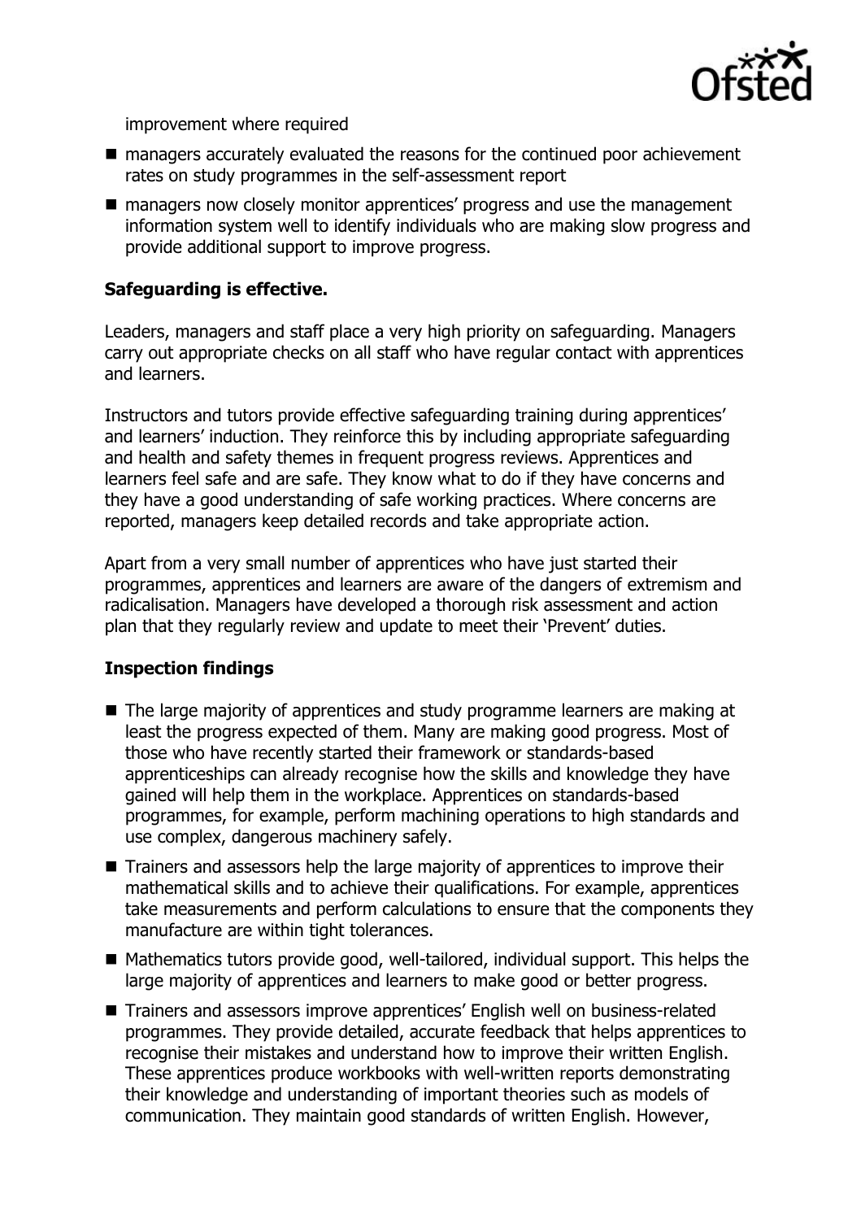improvement where required

- managers accurately evaluated the reasons for the continued poor achievement rates on study programmes in the self-assessment report
- managers now closely monitor apprentices' progress and use the management information system well to identify individuals who are making slow progress and provide additional support to improve progress.

**Safeguarding is effective.**

Leaders, managers and staff place a very high priority on safeguarding. Managers carry out appropriate checks on all staff who have regular contact with apprentices and learners.

Instructors and tutors provide effective safeguarding training during apprentices' and learners' induction. They reinforce this by including appropriate safeguarding and health and safety themes in frequent progress reviews. Apprentices and learners feel safe and are safe. They know what to do if they have concerns and they have a good understanding of safe working practices. Where concerns are reported, managers keep detailed records and take appropriate action.

Apart from a very small number of apprentices who have just started their programmes, apprentices and learners are aware of the dangers of extremism and radicalisation. Managers have developed a thorough risk assessment and action plan that they regularly review and update to meet their 'Prevent' duties.

**Inspection findings**

- The large majority of apprentices and study programme learners are making at least the progress expected of them. Many are making good progress. Most of those who have recently started their framework or standards-based apprenticeships can already recognise how the skills and knowledge they have gained will help them in the workplace. Apprentices on standards-based programmes, for example, perform machining operations to high standards and use complex, dangerous machinery safely.
- Trainers and assessors help the large majority of apprentices to improve their mathematical skills and to achieve their qualifications. For example, apprentices take measurements and perform calculations to ensure that the components they manufacture are within tight tolerances.
- Mathematics tutors provide good, well-tailored, individual support. This helps the large majority of apprentices and learners to make good or better progress.
- Trainers and assessors improve apprentices' English well on business-related programmes. They provide detailed, accurate feedback that helps apprentices to recognise their mistakes and understand how to improve their written English. These apprentices produce workbooks with well-written reports demonstrating their knowledge and understanding of important theories such as models of communication. They maintain good standards of written English. However,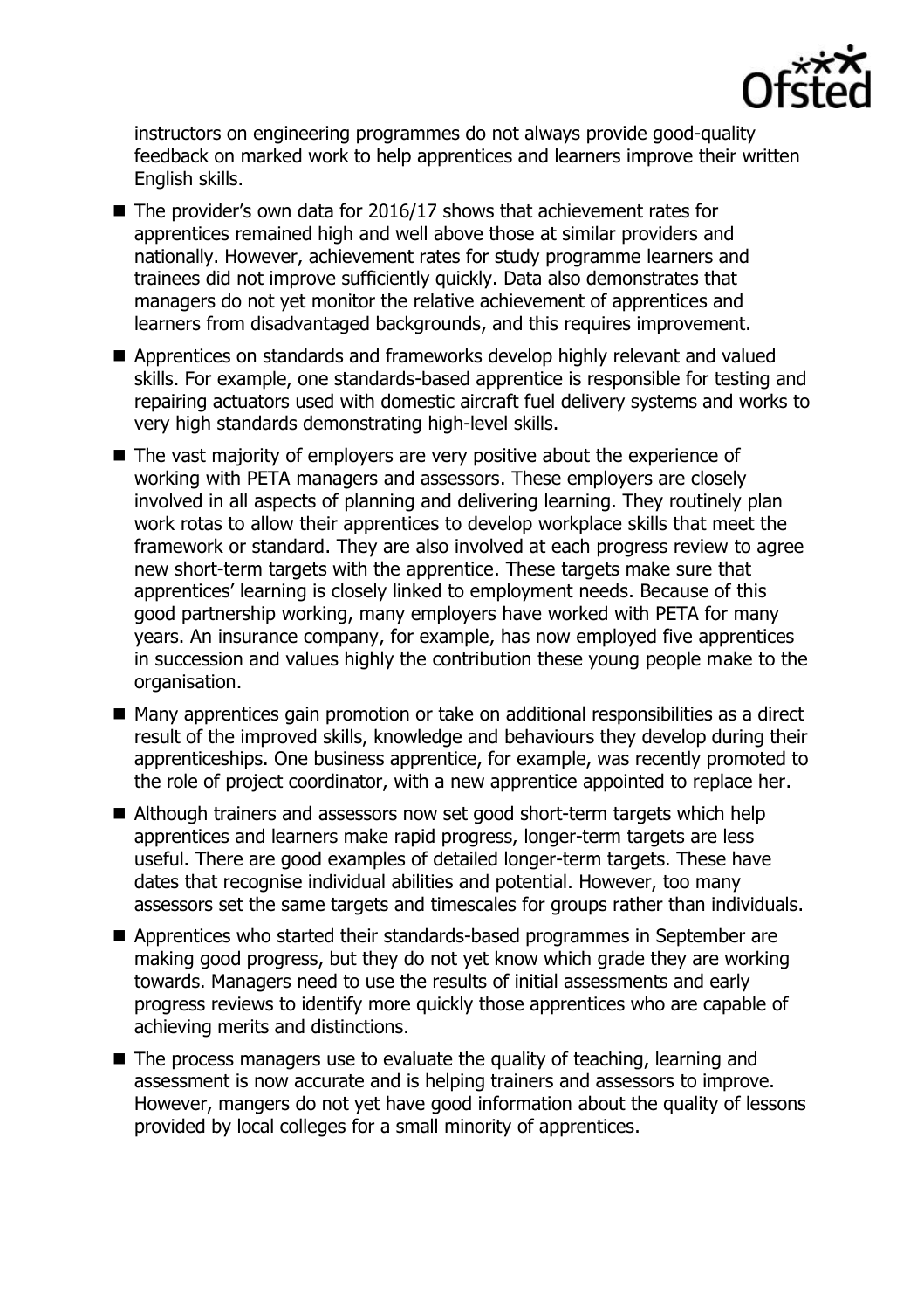instructors on engineering programmes do not always provide good-quality feedback on marked work to help apprentices and learners improve their written English skills.

- The provider's own data for 2016/17 shows that achievement rates for apprentices remained high and well above those at similar providers and nationally. However, achievement rates for study programme learners and trainees did not improve sufficiently quickly. Data also demonstrates that managers do not yet monitor the relative achievement of apprentices and learners from disadvantaged backgrounds, and this requires improvement.
- Apprentices on standards and frameworks develop highly relevant and valued skills. For example, one standards-based apprentice is responsible for testing and repairing actuators used with domestic aircraft fuel delivery systems and works to very high standards demonstrating high-level skills.
- The vast majority of employers are very positive about the experience of working with PETA managers and assessors. These employers are closely involved in all aspects of planning and delivering learning. They routinely plan work rotas to allow their apprentices to develop workplace skills that meet the framework or standard. They are also involved at each progress review to agree new short-term targets with the apprentice. These targets make sure that apprentices' learning is closely linked to employment needs. Because of this good partnership working, many employers have worked with PETA for many years. An insurance company, for example, has now employed five apprentices in succession and values highly the contribution these young people make to the organisation.
- Many apprentices gain promotion or take on additional responsibilities as a direct result of the improved skills, knowledge and behaviours they develop during their apprenticeships. One business apprentice, for example, was recently promoted to the role of project coordinator, with a new apprentice appointed to replace her.
- Although trainers and assessors now set good short-term targets which help apprentices and learners make rapid progress, longer-term targets are less useful. There are good examples of detailed longer-term targets. These have dates that recognise individual abilities and potential. However, too many assessors set the same targets and timescales for groups rather than individuals.
- Apprentices who started their standards-based programmes in September are making good progress, but they do not yet know which grade they are working towards. Managers need to use the results of initial assessments and early progress reviews to identify more quickly those apprentices who are capable of achieving merits and distinctions.
- The process managers use to evaluate the quality of teaching, learning and assessment is now accurate and is helping trainers and assessors to improve. However, mangers do not yet have good information about the quality of lessons provided by local colleges for a small minority of apprentices.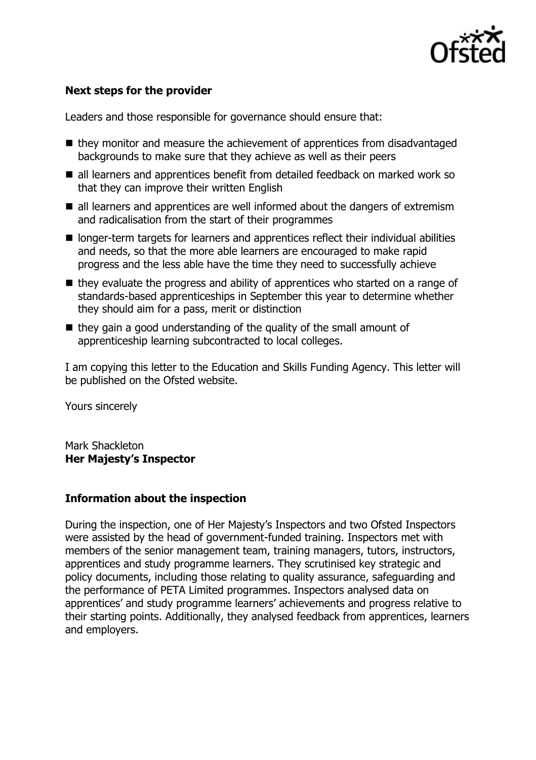**Next steps for the provider**

Leaders and those responsible for governance should ensure that:

- they monitor and measure the achievement of apprentices from disadvantaged backgrounds to make sure that they achieve as well as their peers
- all learners and apprentices benefit from detailed feedback on marked work so that they can improve their written English
- all learners and apprentices are well informed about the dangers of extremism and radicalisation from the start of their programmes
- longer-term targets for learners and apprentices reflect their individual abilities and needs, so that the more able learners are encouraged to make rapid progress and the less able have the time they need to successfully achieve
- they evaluate the progress and ability of apprentices who started on a range of standards-based apprenticeships in September this year to determine whether they should aim for a pass, merit or distinction
- they gain a good understanding of the quality of the small amount of apprenticeship learning subcontracted to local colleges.

I am copying this letter to the Education and Skills Funding Agency. This letter will be published on the Ofsted website.

Yours sincerely

Mark Shackleton
**Her Majesty's Inspector**

## **Information about the inspection**

During the inspection, one of Her Majesty's Inspectors and two Ofsted Inspectors were assisted by the head of government-funded training. Inspectors met with members of the senior management team, training managers, tutors, instructors, apprentices and study programme learners. They scrutinised key strategic and policy documents, including those relating to quality assurance, safeguarding and the performance of PETA Limited programmes. Inspectors analysed data on apprentices' and study programme learners' achievements and progress relative to their starting points. Additionally, they analysed feedback from apprentices, learners and employers.